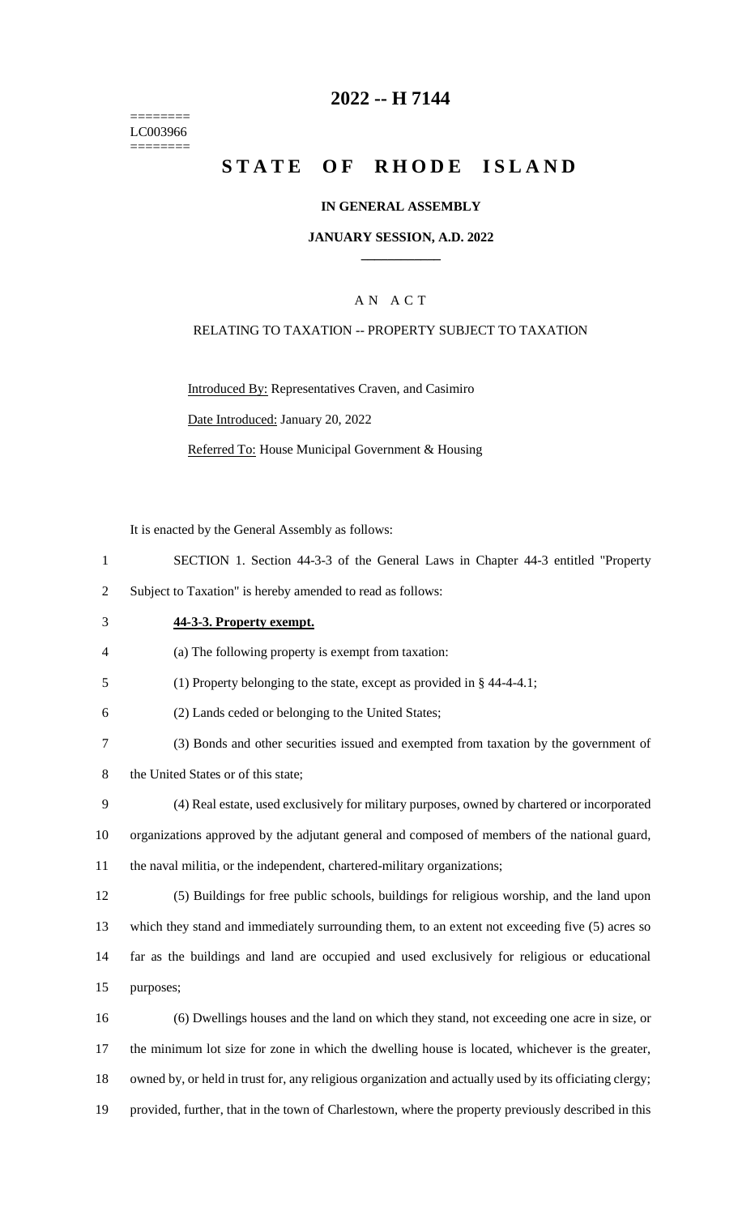========
LC003966
========

# 2022 -- H 7144

# STATE OF RHODE ISLAND

**IN GENERAL ASSEMBLY**

**JANUARY SESSION, A.D. 2022**

____________

A N A C T

RELATING TO TAXATION -- PROPERTY SUBJECT TO TAXATION

Introduced By: Representatives Craven, and Casimiro

Date Introduced: January 20, 2022

Referred To: House Municipal Government & Housing

It is enacted by the General Assembly as follows:

SECTION 1. Section 44-3-3 of the General Laws in Chapter 44-3 entitled "Property Subject to Taxation" is hereby amended to read as follows:

**44-3-3. Property exempt.**

(a) The following property is exempt from taxation:

(1) Property belonging to the state, except as provided in § 44-4-4.1;

(2) Lands ceded or belonging to the United States;

(3) Bonds and other securities issued and exempted from taxation by the government of the United States or of this state;

(4) Real estate, used exclusively for military purposes, owned by chartered or incorporated organizations approved by the adjutant general and composed of members of the national guard, the naval militia, or the independent, chartered-military organizations;

(5) Buildings for free public schools, buildings for religious worship, and the land upon which they stand and immediately surrounding them, to an extent not exceeding five (5) acres so far as the buildings and land are occupied and used exclusively for religious or educational purposes;

(6) Dwellings houses and the land on which they stand, not exceeding one acre in size, or the minimum lot size for zone in which the dwelling house is located, whichever is the greater, owned by, or held in trust for, any religious organization and actually used by its officiating clergy; provided, further, that in the town of Charlestown, where the property previously described in this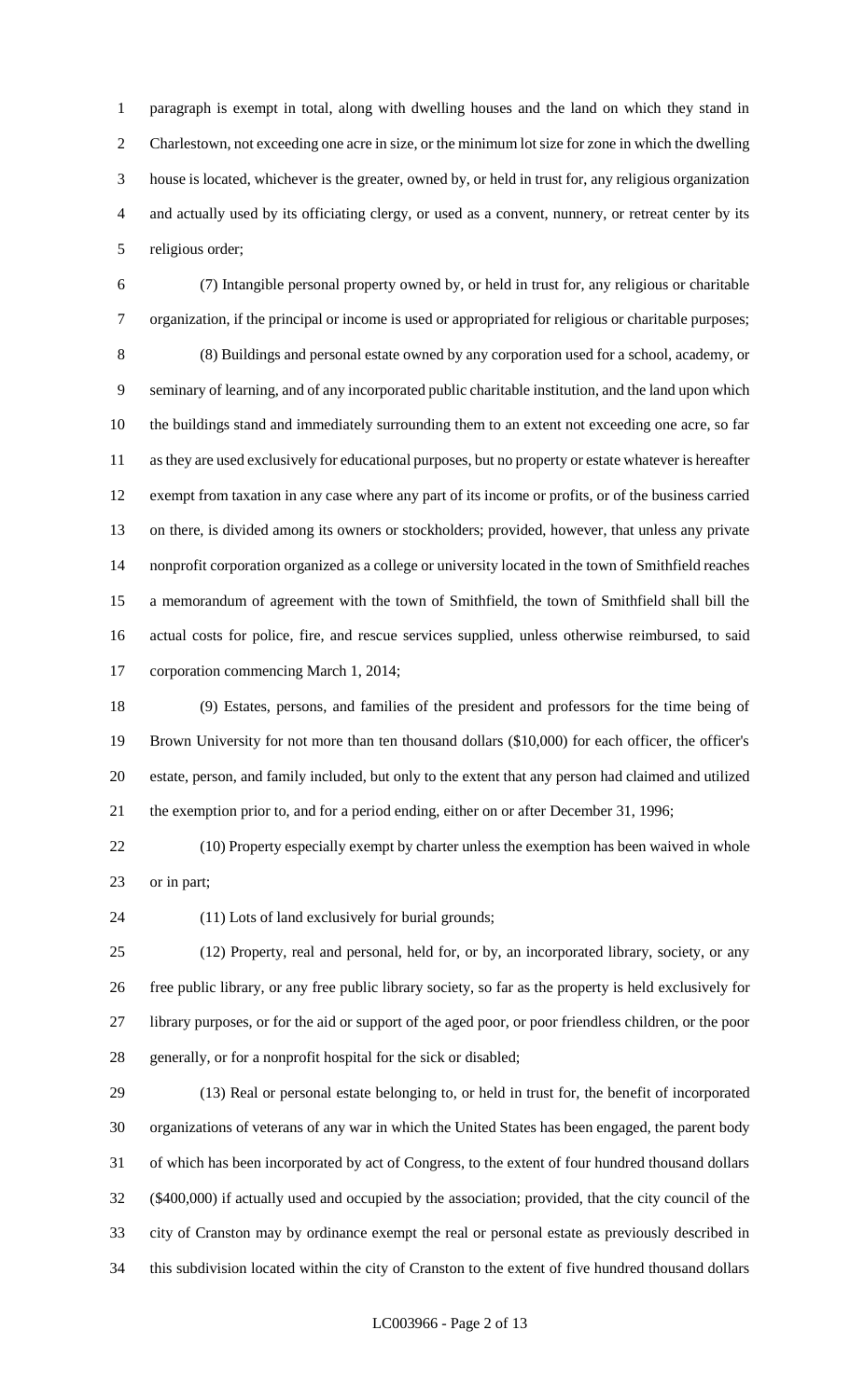paragraph is exempt in total, along with dwelling houses and the land on which they stand in Charlestown, not exceeding one acre in size, or the minimum lot size for zone in which the dwelling house is located, whichever is the greater, owned by, or held in trust for, any religious organization and actually used by its officiating clergy, or used as a convent, nunnery, or retreat center by its religious order;

(7) Intangible personal property owned by, or held in trust for, any religious or charitable organization, if the principal or income is used or appropriated for religious or charitable purposes;

(8) Buildings and personal estate owned by any corporation used for a school, academy, or seminary of learning, and of any incorporated public charitable institution, and the land upon which the buildings stand and immediately surrounding them to an extent not exceeding one acre, so far as they are used exclusively for educational purposes, but no property or estate whatever is hereafter exempt from taxation in any case where any part of its income or profits, or of the business carried on there, is divided among its owners or stockholders; provided, however, that unless any private nonprofit corporation organized as a college or university located in the town of Smithfield reaches a memorandum of agreement with the town of Smithfield, the town of Smithfield shall bill the actual costs for police, fire, and rescue services supplied, unless otherwise reimbursed, to said corporation commencing March 1, 2014;

(9) Estates, persons, and families of the president and professors for the time being of Brown University for not more than ten thousand dollars ($10,000) for each officer, the officer's estate, person, and family included, but only to the extent that any person had claimed and utilized the exemption prior to, and for a period ending, either on or after December 31, 1996;

(10) Property especially exempt by charter unless the exemption has been waived in whole or in part;

(11) Lots of land exclusively for burial grounds;

(12) Property, real and personal, held for, or by, an incorporated library, society, or any free public library, or any free public library society, so far as the property is held exclusively for library purposes, or for the aid or support of the aged poor, or poor friendless children, or the poor generally, or for a nonprofit hospital for the sick or disabled;

(13) Real or personal estate belonging to, or held in trust for, the benefit of incorporated organizations of veterans of any war in which the United States has been engaged, the parent body of which has been incorporated by act of Congress, to the extent of four hundred thousand dollars ($400,000) if actually used and occupied by the association; provided, that the city council of the city of Cranston may by ordinance exempt the real or personal estate as previously described in this subdivision located within the city of Cranston to the extent of five hundred thousand dollars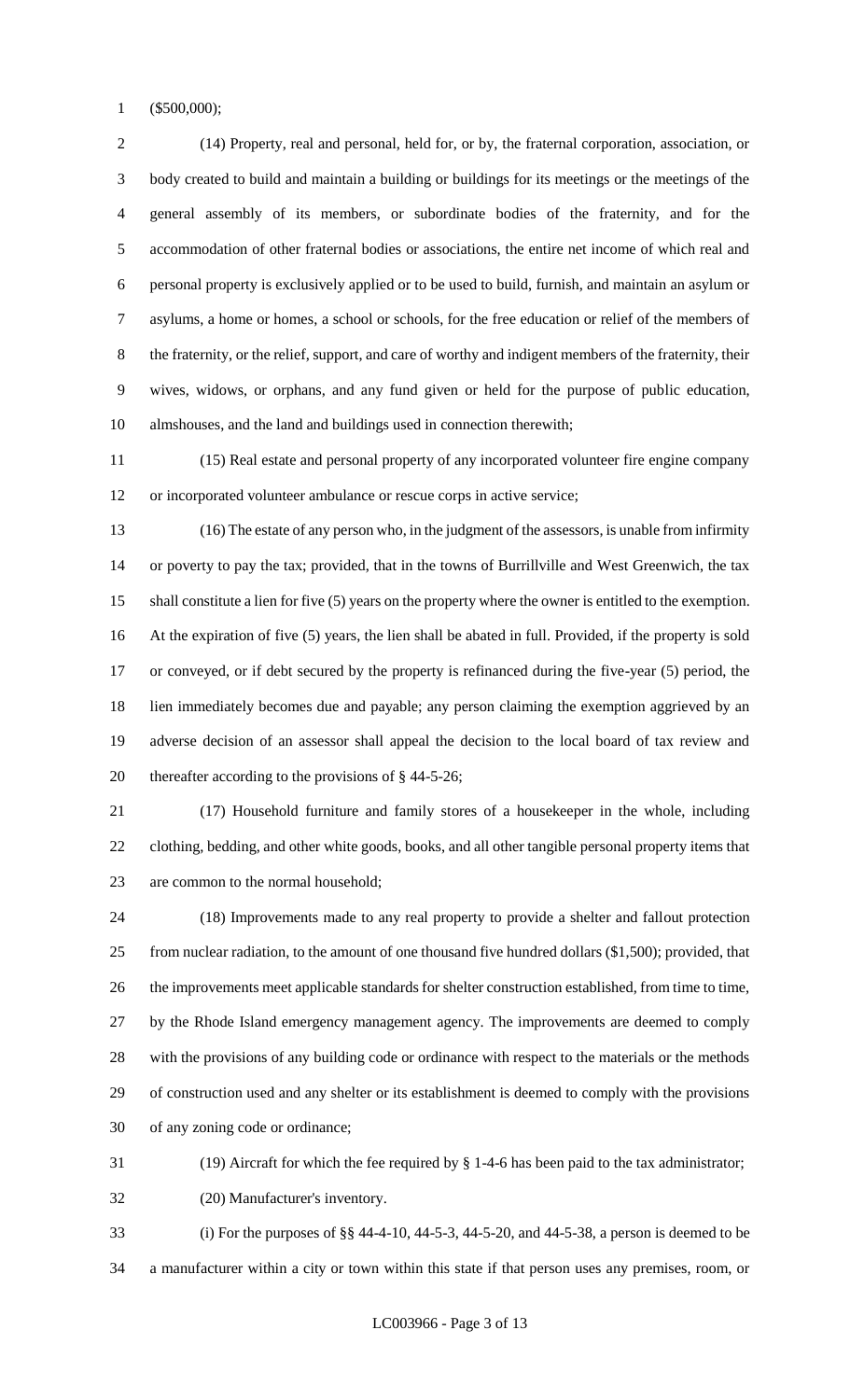($500,000);

(14) Property, real and personal, held for, or by, the fraternal corporation, association, or body created to build and maintain a building or buildings for its meetings or the meetings of the general assembly of its members, or subordinate bodies of the fraternity, and for the accommodation of other fraternal bodies or associations, the entire net income of which real and personal property is exclusively applied or to be used to build, furnish, and maintain an asylum or asylums, a home or homes, a school or schools, for the free education or relief of the members of the fraternity, or the relief, support, and care of worthy and indigent members of the fraternity, their wives, widows, or orphans, and any fund given or held for the purpose of public education, almshouses, and the land and buildings used in connection therewith;

(15) Real estate and personal property of any incorporated volunteer fire engine company or incorporated volunteer ambulance or rescue corps in active service;

(16) The estate of any person who, in the judgment of the assessors, is unable from infirmity or poverty to pay the tax; provided, that in the towns of Burrillville and West Greenwich, the tax shall constitute a lien for five (5) years on the property where the owner is entitled to the exemption. At the expiration of five (5) years, the lien shall be abated in full. Provided, if the property is sold or conveyed, or if debt secured by the property is refinanced during the five-year (5) period, the lien immediately becomes due and payable; any person claiming the exemption aggrieved by an adverse decision of an assessor shall appeal the decision to the local board of tax review and thereafter according to the provisions of § 44-5-26;

(17) Household furniture and family stores of a housekeeper in the whole, including clothing, bedding, and other white goods, books, and all other tangible personal property items that are common to the normal household;

(18) Improvements made to any real property to provide a shelter and fallout protection from nuclear radiation, to the amount of one thousand five hundred dollars ($1,500); provided, that the improvements meet applicable standards for shelter construction established, from time to time, by the Rhode Island emergency management agency. The improvements are deemed to comply with the provisions of any building code or ordinance with respect to the materials or the methods of construction used and any shelter or its establishment is deemed to comply with the provisions of any zoning code or ordinance;

(19) Aircraft for which the fee required by § 1-4-6 has been paid to the tax administrator;

(20) Manufacturer's inventory.

(i) For the purposes of §§ 44-4-10, 44-5-3, 44-5-20, and 44-5-38, a person is deemed to be a manufacturer within a city or town within this state if that person uses any premises, room, or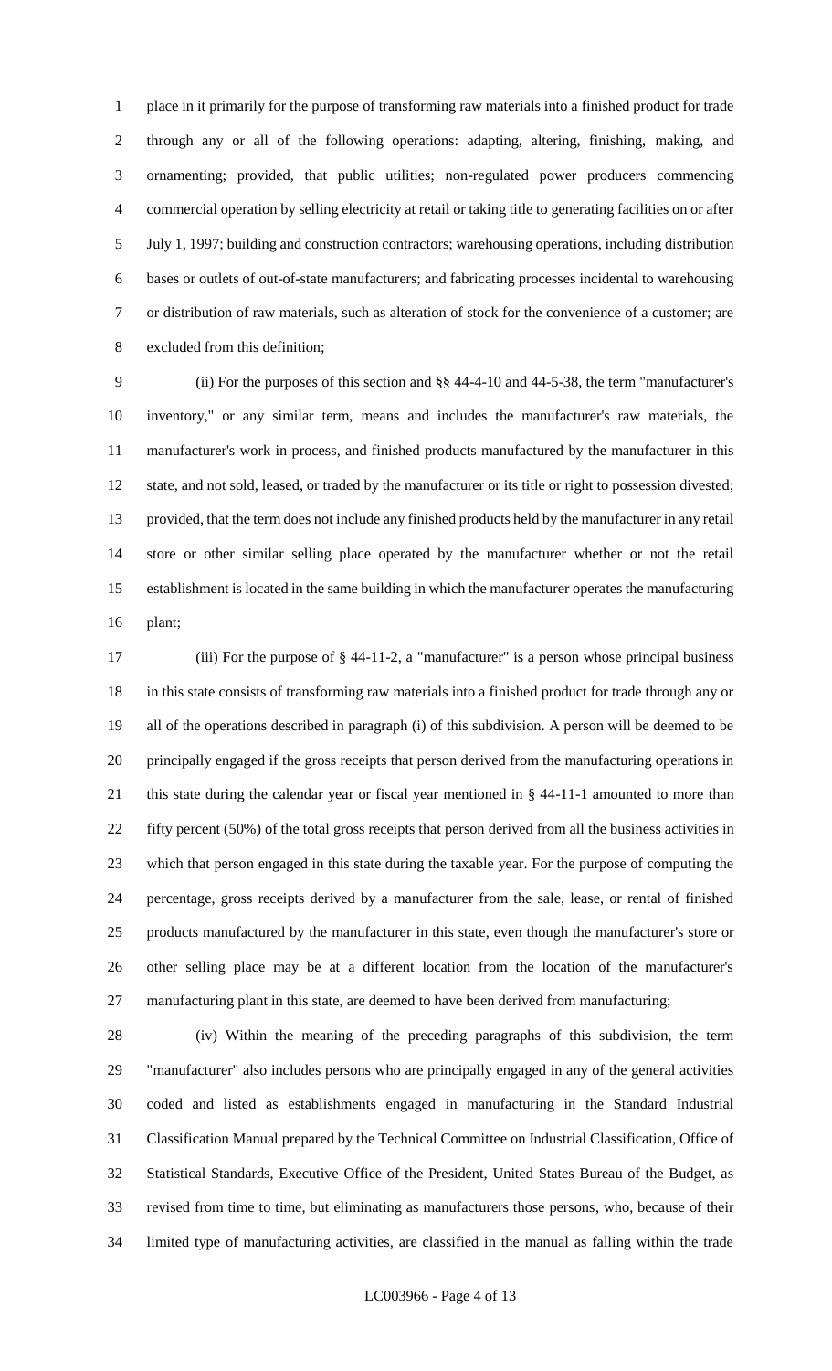place in it primarily for the purpose of transforming raw materials into a finished product for trade through any or all of the following operations: adapting, altering, finishing, making, and ornamenting; provided, that public utilities; non-regulated power producers commencing commercial operation by selling electricity at retail or taking title to generating facilities on or after July 1, 1997; building and construction contractors; warehousing operations, including distribution bases or outlets of out-of-state manufacturers; and fabricating processes incidental to warehousing or distribution of raw materials, such as alteration of stock for the convenience of a customer; are excluded from this definition;

(ii) For the purposes of this section and §§ 44-4-10 and 44-5-38, the term "manufacturer's inventory," or any similar term, means and includes the manufacturer's raw materials, the manufacturer's work in process, and finished products manufactured by the manufacturer in this state, and not sold, leased, or traded by the manufacturer or its title or right to possession divested; provided, that the term does not include any finished products held by the manufacturer in any retail store or other similar selling place operated by the manufacturer whether or not the retail establishment is located in the same building in which the manufacturer operates the manufacturing plant;

(iii) For the purpose of § 44-11-2, a "manufacturer" is a person whose principal business in this state consists of transforming raw materials into a finished product for trade through any or all of the operations described in paragraph (i) of this subdivision. A person will be deemed to be principally engaged if the gross receipts that person derived from the manufacturing operations in this state during the calendar year or fiscal year mentioned in § 44-11-1 amounted to more than fifty percent (50%) of the total gross receipts that person derived from all the business activities in which that person engaged in this state during the taxable year. For the purpose of computing the percentage, gross receipts derived by a manufacturer from the sale, lease, or rental of finished products manufactured by the manufacturer in this state, even though the manufacturer's store or other selling place may be at a different location from the location of the manufacturer's manufacturing plant in this state, are deemed to have been derived from manufacturing;

(iv) Within the meaning of the preceding paragraphs of this subdivision, the term "manufacturer" also includes persons who are principally engaged in any of the general activities coded and listed as establishments engaged in manufacturing in the Standard Industrial Classification Manual prepared by the Technical Committee on Industrial Classification, Office of Statistical Standards, Executive Office of the President, United States Bureau of the Budget, as revised from time to time, but eliminating as manufacturers those persons, who, because of their limited type of manufacturing activities, are classified in the manual as falling within the trade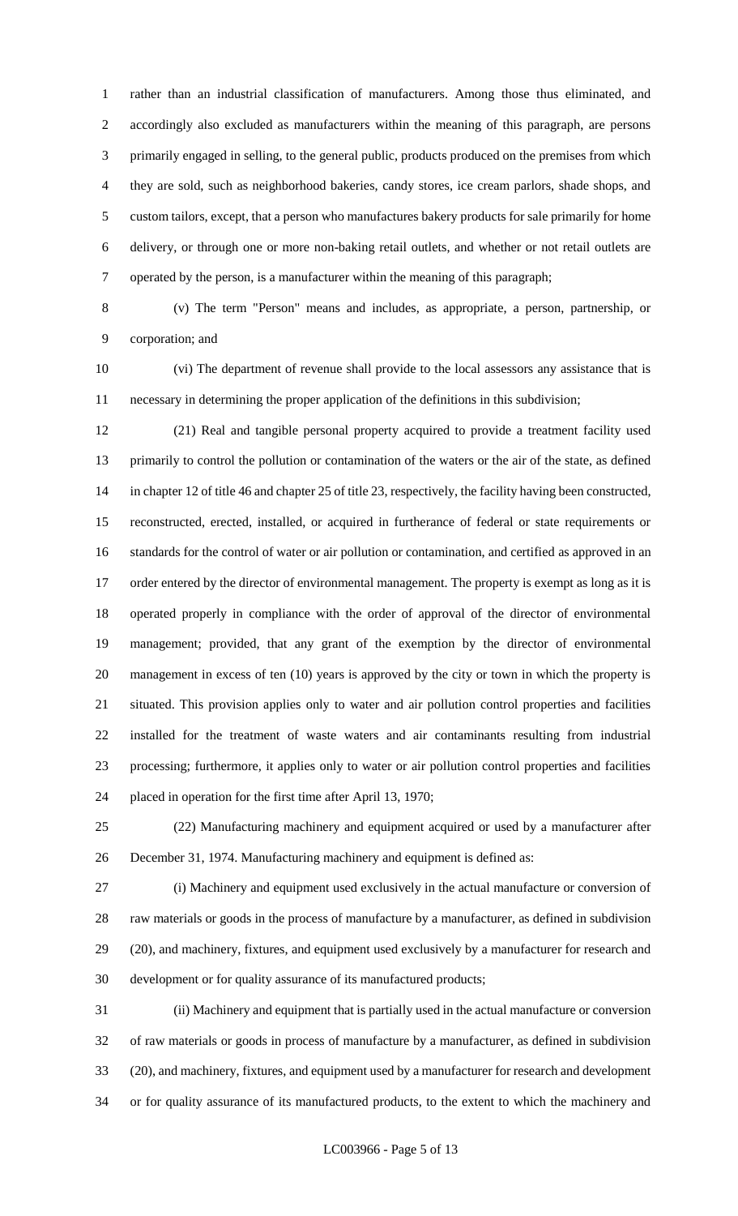rather than an industrial classification of manufacturers. Among those thus eliminated, and accordingly also excluded as manufacturers within the meaning of this paragraph, are persons primarily engaged in selling, to the general public, products produced on the premises from which they are sold, such as neighborhood bakeries, candy stores, ice cream parlors, shade shops, and custom tailors, except, that a person who manufactures bakery products for sale primarily for home delivery, or through one or more non-baking retail outlets, and whether or not retail outlets are operated by the person, is a manufacturer within the meaning of this paragraph;

(v) The term "Person" means and includes, as appropriate, a person, partnership, or corporation; and

(vi) The department of revenue shall provide to the local assessors any assistance that is necessary in determining the proper application of the definitions in this subdivision;

(21) Real and tangible personal property acquired to provide a treatment facility used primarily to control the pollution or contamination of the waters or the air of the state, as defined in chapter 12 of title 46 and chapter 25 of title 23, respectively, the facility having been constructed, reconstructed, erected, installed, or acquired in furtherance of federal or state requirements or standards for the control of water or air pollution or contamination, and certified as approved in an order entered by the director of environmental management. The property is exempt as long as it is operated properly in compliance with the order of approval of the director of environmental management; provided, that any grant of the exemption by the director of environmental management in excess of ten (10) years is approved by the city or town in which the property is situated. This provision applies only to water and air pollution control properties and facilities installed for the treatment of waste waters and air contaminants resulting from industrial processing; furthermore, it applies only to water or air pollution control properties and facilities placed in operation for the first time after April 13, 1970;

(22) Manufacturing machinery and equipment acquired or used by a manufacturer after December 31, 1974. Manufacturing machinery and equipment is defined as:

(i) Machinery and equipment used exclusively in the actual manufacture or conversion of raw materials or goods in the process of manufacture by a manufacturer, as defined in subdivision (20), and machinery, fixtures, and equipment used exclusively by a manufacturer for research and development or for quality assurance of its manufactured products;

(ii) Machinery and equipment that is partially used in the actual manufacture or conversion of raw materials or goods in process of manufacture by a manufacturer, as defined in subdivision (20), and machinery, fixtures, and equipment used by a manufacturer for research and development or for quality assurance of its manufactured products, to the extent to which the machinery and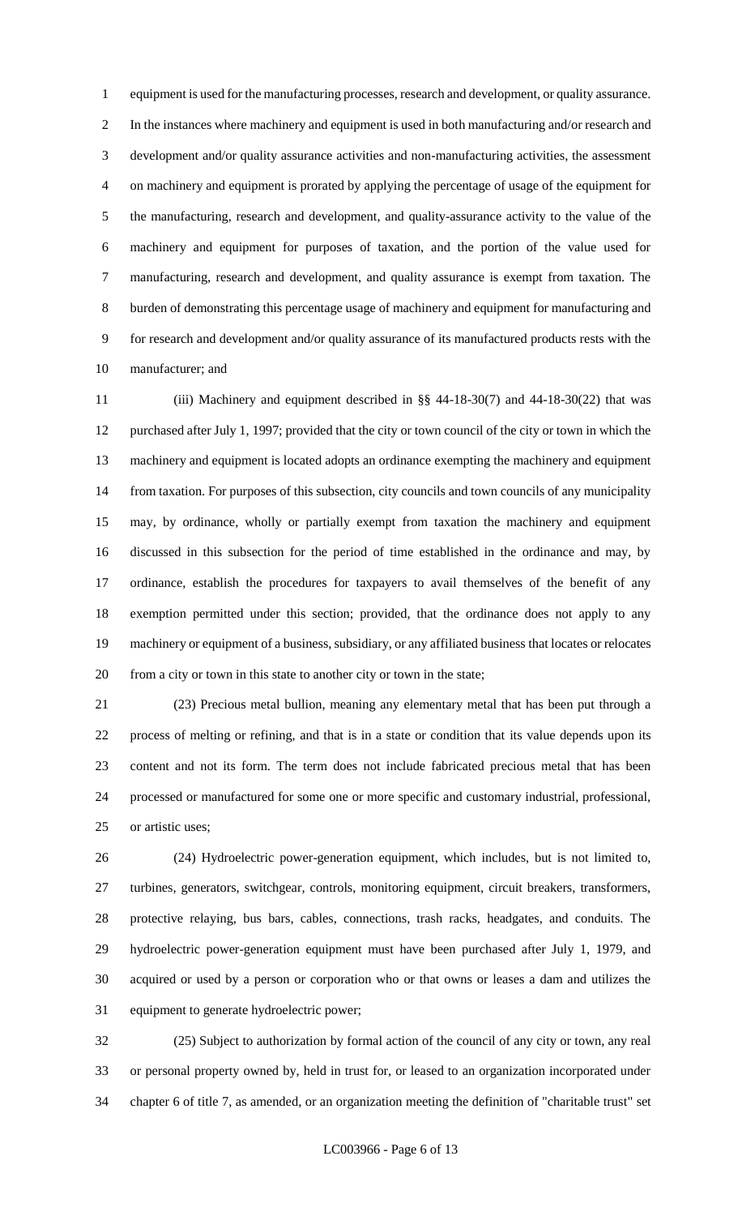equipment is used for the manufacturing processes, research and development, or quality assurance. In the instances where machinery and equipment is used in both manufacturing and/or research and development and/or quality assurance activities and non-manufacturing activities, the assessment on machinery and equipment is prorated by applying the percentage of usage of the equipment for the manufacturing, research and development, and quality-assurance activity to the value of the machinery and equipment for purposes of taxation, and the portion of the value used for manufacturing, research and development, and quality assurance is exempt from taxation. The burden of demonstrating this percentage usage of machinery and equipment for manufacturing and for research and development and/or quality assurance of its manufactured products rests with the manufacturer; and

(iii) Machinery and equipment described in §§ 44-18-30(7) and 44-18-30(22) that was purchased after July 1, 1997; provided that the city or town council of the city or town in which the machinery and equipment is located adopts an ordinance exempting the machinery and equipment from taxation. For purposes of this subsection, city councils and town councils of any municipality may, by ordinance, wholly or partially exempt from taxation the machinery and equipment discussed in this subsection for the period of time established in the ordinance and may, by ordinance, establish the procedures for taxpayers to avail themselves of the benefit of any exemption permitted under this section; provided, that the ordinance does not apply to any machinery or equipment of a business, subsidiary, or any affiliated business that locates or relocates from a city or town in this state to another city or town in the state;

(23) Precious metal bullion, meaning any elementary metal that has been put through a process of melting or refining, and that is in a state or condition that its value depends upon its content and not its form. The term does not include fabricated precious metal that has been processed or manufactured for some one or more specific and customary industrial, professional, or artistic uses;

(24) Hydroelectric power-generation equipment, which includes, but is not limited to, turbines, generators, switchgear, controls, monitoring equipment, circuit breakers, transformers, protective relaying, bus bars, cables, connections, trash racks, headgates, and conduits. The hydroelectric power-generation equipment must have been purchased after July 1, 1979, and acquired or used by a person or corporation who or that owns or leases a dam and utilizes the equipment to generate hydroelectric power;

(25) Subject to authorization by formal action of the council of any city or town, any real or personal property owned by, held in trust for, or leased to an organization incorporated under chapter 6 of title 7, as amended, or an organization meeting the definition of "charitable trust" set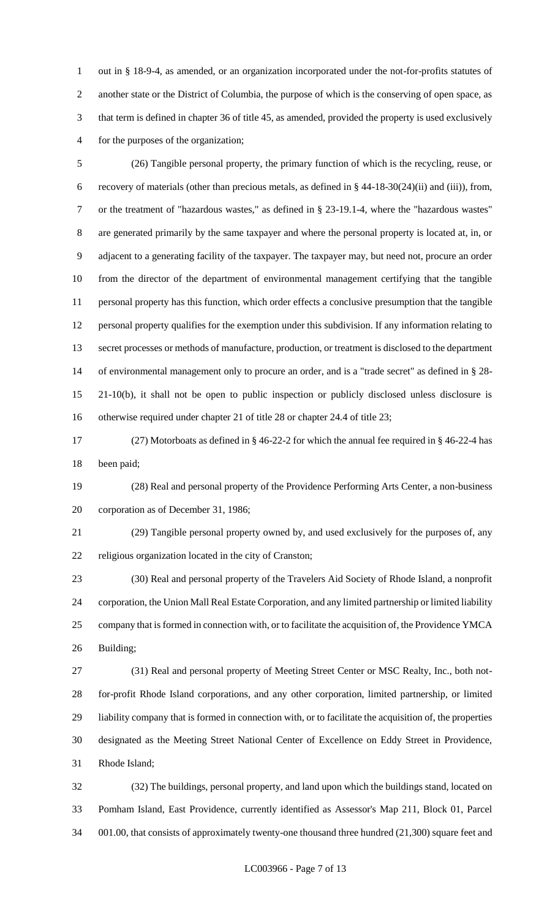out in § 18-9-4, as amended, or an organization incorporated under the not-for-profits statutes of another state or the District of Columbia, the purpose of which is the conserving of open space, as that term is defined in chapter 36 of title 45, as amended, provided the property is used exclusively for the purposes of the organization;

(26) Tangible personal property, the primary function of which is the recycling, reuse, or recovery of materials (other than precious metals, as defined in § 44-18-30(24)(ii) and (iii)), from, or the treatment of "hazardous wastes," as defined in § 23-19.1-4, where the "hazardous wastes" are generated primarily by the same taxpayer and where the personal property is located at, in, or adjacent to a generating facility of the taxpayer. The taxpayer may, but need not, procure an order from the director of the department of environmental management certifying that the tangible personal property has this function, which order effects a conclusive presumption that the tangible personal property qualifies for the exemption under this subdivision. If any information relating to secret processes or methods of manufacture, production, or treatment is disclosed to the department of environmental management only to procure an order, and is a "trade secret" as defined in § 28-21-10(b), it shall not be open to public inspection or publicly disclosed unless disclosure is otherwise required under chapter 21 of title 28 or chapter 24.4 of title 23;

(27) Motorboats as defined in § 46-22-2 for which the annual fee required in § 46-22-4 has been paid;

(28) Real and personal property of the Providence Performing Arts Center, a non-business corporation as of December 31, 1986;

(29) Tangible personal property owned by, and used exclusively for the purposes of, any religious organization located in the city of Cranston;

(30) Real and personal property of the Travelers Aid Society of Rhode Island, a nonprofit corporation, the Union Mall Real Estate Corporation, and any limited partnership or limited liability company that is formed in connection with, or to facilitate the acquisition of, the Providence YMCA Building;

(31) Real and personal property of Meeting Street Center or MSC Realty, Inc., both not-for-profit Rhode Island corporations, and any other corporation, limited partnership, or limited liability company that is formed in connection with, or to facilitate the acquisition of, the properties designated as the Meeting Street National Center of Excellence on Eddy Street in Providence, Rhode Island;

(32) The buildings, personal property, and land upon which the buildings stand, located on Pomham Island, East Providence, currently identified as Assessor's Map 211, Block 01, Parcel 001.00, that consists of approximately twenty-one thousand three hundred (21,300) square feet and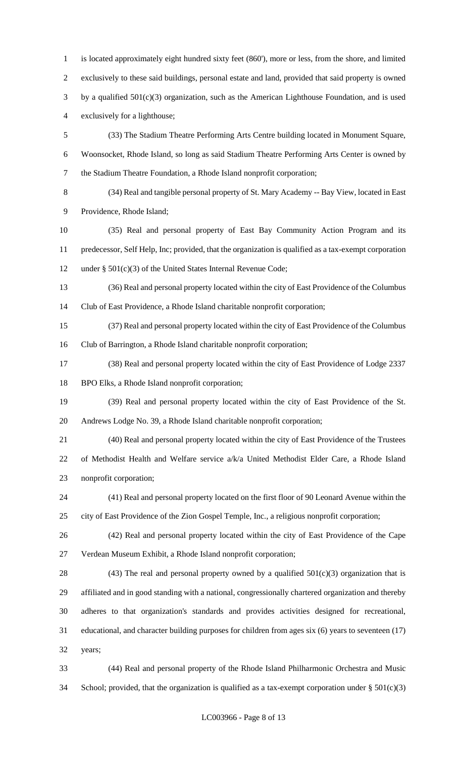is located approximately eight hundred sixty feet (860'), more or less, from the shore, and limited exclusively to these said buildings, personal estate and land, provided that said property is owned by a qualified 501(c)(3) organization, such as the American Lighthouse Foundation, and is used exclusively for a lighthouse;

(33) The Stadium Theatre Performing Arts Centre building located in Monument Square, Woonsocket, Rhode Island, so long as said Stadium Theatre Performing Arts Center is owned by the Stadium Theatre Foundation, a Rhode Island nonprofit corporation;

(34) Real and tangible personal property of St. Mary Academy -- Bay View, located in East Providence, Rhode Island;

(35) Real and personal property of East Bay Community Action Program and its predecessor, Self Help, Inc; provided, that the organization is qualified as a tax-exempt corporation under § 501(c)(3) of the United States Internal Revenue Code;

(36) Real and personal property located within the city of East Providence of the Columbus Club of East Providence, a Rhode Island charitable nonprofit corporation;

(37) Real and personal property located within the city of East Providence of the Columbus Club of Barrington, a Rhode Island charitable nonprofit corporation;

(38) Real and personal property located within the city of East Providence of Lodge 2337 BPO Elks, a Rhode Island nonprofit corporation;

(39) Real and personal property located within the city of East Providence of the St. Andrews Lodge No. 39, a Rhode Island charitable nonprofit corporation;

(40) Real and personal property located within the city of East Providence of the Trustees of Methodist Health and Welfare service a/k/a United Methodist Elder Care, a Rhode Island nonprofit corporation;

(41) Real and personal property located on the first floor of 90 Leonard Avenue within the city of East Providence of the Zion Gospel Temple, Inc., a religious nonprofit corporation;

(42) Real and personal property located within the city of East Providence of the Cape Verdean Museum Exhibit, a Rhode Island nonprofit corporation;

(43) The real and personal property owned by a qualified 501(c)(3) organization that is affiliated and in good standing with a national, congressionally chartered organization and thereby adheres to that organization's standards and provides activities designed for recreational, educational, and character building purposes for children from ages six (6) years to seventeen (17) years;

(44) Real and personal property of the Rhode Island Philharmonic Orchestra and Music School; provided, that the organization is qualified as a tax-exempt corporation under § 501(c)(3)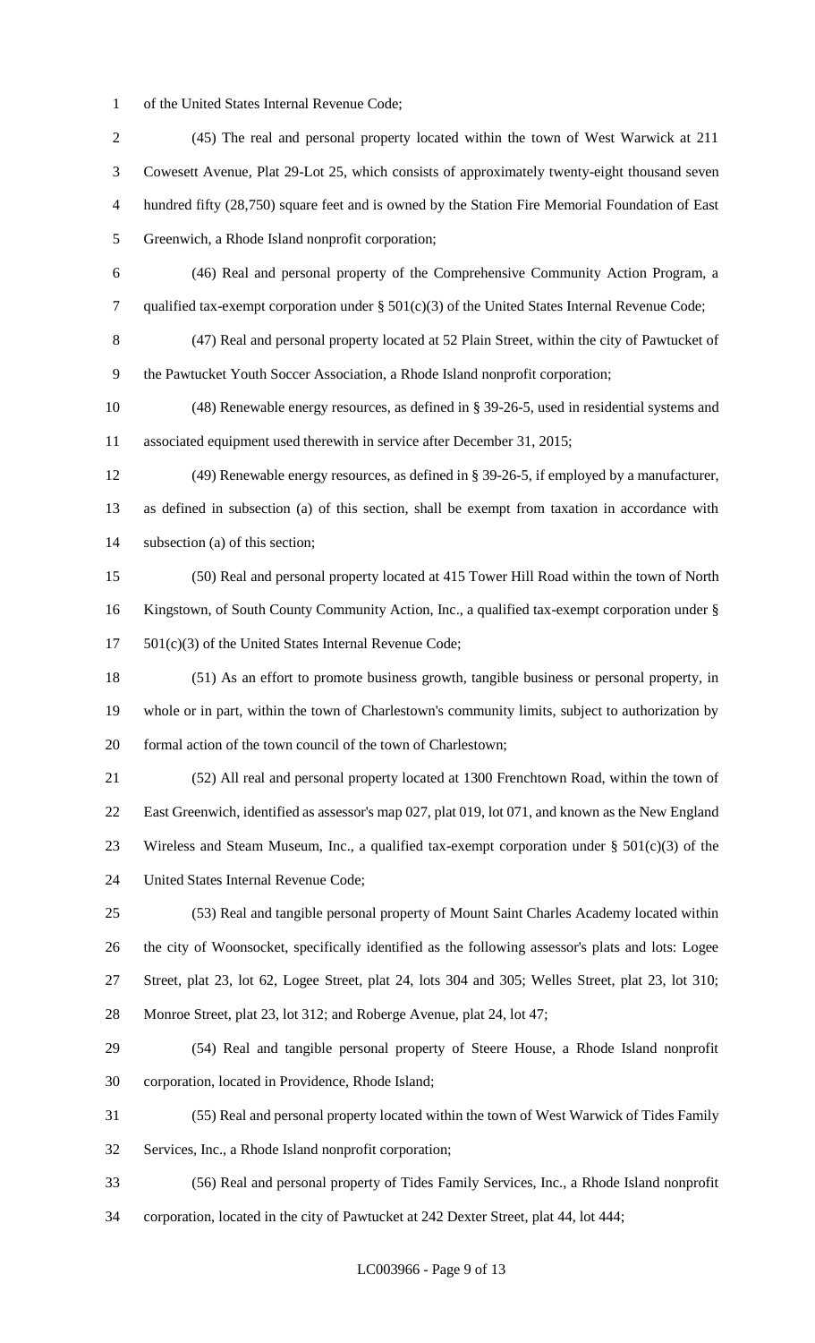of the United States Internal Revenue Code;

(45) The real and personal property located within the town of West Warwick at 211 Cowesett Avenue, Plat 29-Lot 25, which consists of approximately twenty-eight thousand seven hundred fifty (28,750) square feet and is owned by the Station Fire Memorial Foundation of East Greenwich, a Rhode Island nonprofit corporation;

(46) Real and personal property of the Comprehensive Community Action Program, a qualified tax-exempt corporation under § 501(c)(3) of the United States Internal Revenue Code;

(47) Real and personal property located at 52 Plain Street, within the city of Pawtucket of the Pawtucket Youth Soccer Association, a Rhode Island nonprofit corporation;

(48) Renewable energy resources, as defined in § 39-26-5, used in residential systems and associated equipment used therewith in service after December 31, 2015;

(49) Renewable energy resources, as defined in § 39-26-5, if employed by a manufacturer, as defined in subsection (a) of this section, shall be exempt from taxation in accordance with subsection (a) of this section;

(50) Real and personal property located at 415 Tower Hill Road within the town of North Kingstown, of South County Community Action, Inc., a qualified tax-exempt corporation under § 501(c)(3) of the United States Internal Revenue Code;

(51) As an effort to promote business growth, tangible business or personal property, in whole or in part, within the town of Charlestown's community limits, subject to authorization by formal action of the town council of the town of Charlestown;

(52) All real and personal property located at 1300 Frenchtown Road, within the town of East Greenwich, identified as assessor's map 027, plat 019, lot 071, and known as the New England Wireless and Steam Museum, Inc., a qualified tax-exempt corporation under § 501(c)(3) of the United States Internal Revenue Code;

(53) Real and tangible personal property of Mount Saint Charles Academy located within the city of Woonsocket, specifically identified as the following assessor's plats and lots: Logee Street, plat 23, lot 62, Logee Street, plat 24, lots 304 and 305; Welles Street, plat 23, lot 310; Monroe Street, plat 23, lot 312; and Roberge Avenue, plat 24, lot 47;

(54) Real and tangible personal property of Steere House, a Rhode Island nonprofit corporation, located in Providence, Rhode Island;

(55) Real and personal property located within the town of West Warwick of Tides Family Services, Inc., a Rhode Island nonprofit corporation;

(56) Real and personal property of Tides Family Services, Inc., a Rhode Island nonprofit corporation, located in the city of Pawtucket at 242 Dexter Street, plat 44, lot 444;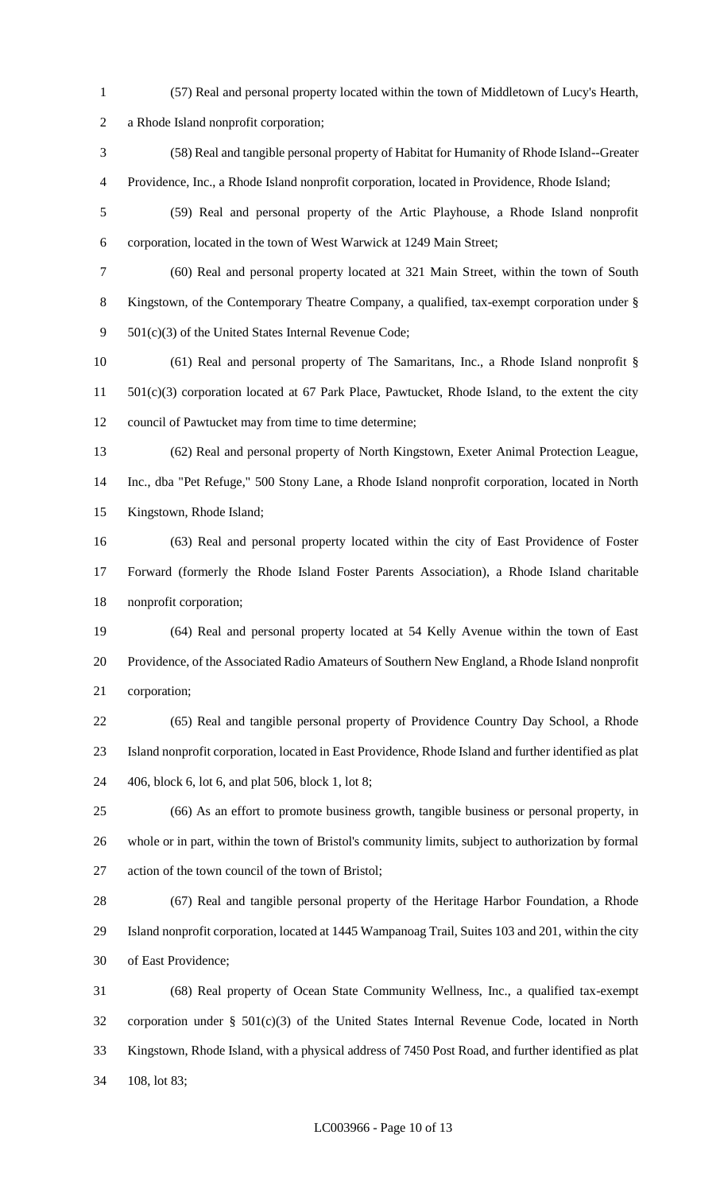(57) Real and personal property located within the town of Middletown of Lucy's Hearth, a Rhode Island nonprofit corporation;

(58) Real and tangible personal property of Habitat for Humanity of Rhode Island--Greater Providence, Inc., a Rhode Island nonprofit corporation, located in Providence, Rhode Island;

(59) Real and personal property of the Artic Playhouse, a Rhode Island nonprofit corporation, located in the town of West Warwick at 1249 Main Street;

(60) Real and personal property located at 321 Main Street, within the town of South Kingstown, of the Contemporary Theatre Company, a qualified, tax-exempt corporation under § 501(c)(3) of the United States Internal Revenue Code;

(61) Real and personal property of The Samaritans, Inc., a Rhode Island nonprofit § 501(c)(3) corporation located at 67 Park Place, Pawtucket, Rhode Island, to the extent the city council of Pawtucket may from time to time determine;

(62) Real and personal property of North Kingstown, Exeter Animal Protection League, Inc., dba "Pet Refuge," 500 Stony Lane, a Rhode Island nonprofit corporation, located in North Kingstown, Rhode Island;

(63) Real and personal property located within the city of East Providence of Foster Forward (formerly the Rhode Island Foster Parents Association), a Rhode Island charitable nonprofit corporation;

(64) Real and personal property located at 54 Kelly Avenue within the town of East Providence, of the Associated Radio Amateurs of Southern New England, a Rhode Island nonprofit corporation;

(65) Real and tangible personal property of Providence Country Day School, a Rhode Island nonprofit corporation, located in East Providence, Rhode Island and further identified as plat 406, block 6, lot 6, and plat 506, block 1, lot 8;

(66) As an effort to promote business growth, tangible business or personal property, in whole or in part, within the town of Bristol's community limits, subject to authorization by formal action of the town council of the town of Bristol;

(67) Real and tangible personal property of the Heritage Harbor Foundation, a Rhode Island nonprofit corporation, located at 1445 Wampanoag Trail, Suites 103 and 201, within the city of East Providence;

(68) Real property of Ocean State Community Wellness, Inc., a qualified tax-exempt corporation under § 501(c)(3) of the United States Internal Revenue Code, located in North Kingstown, Rhode Island, with a physical address of 7450 Post Road, and further identified as plat 108, lot 83;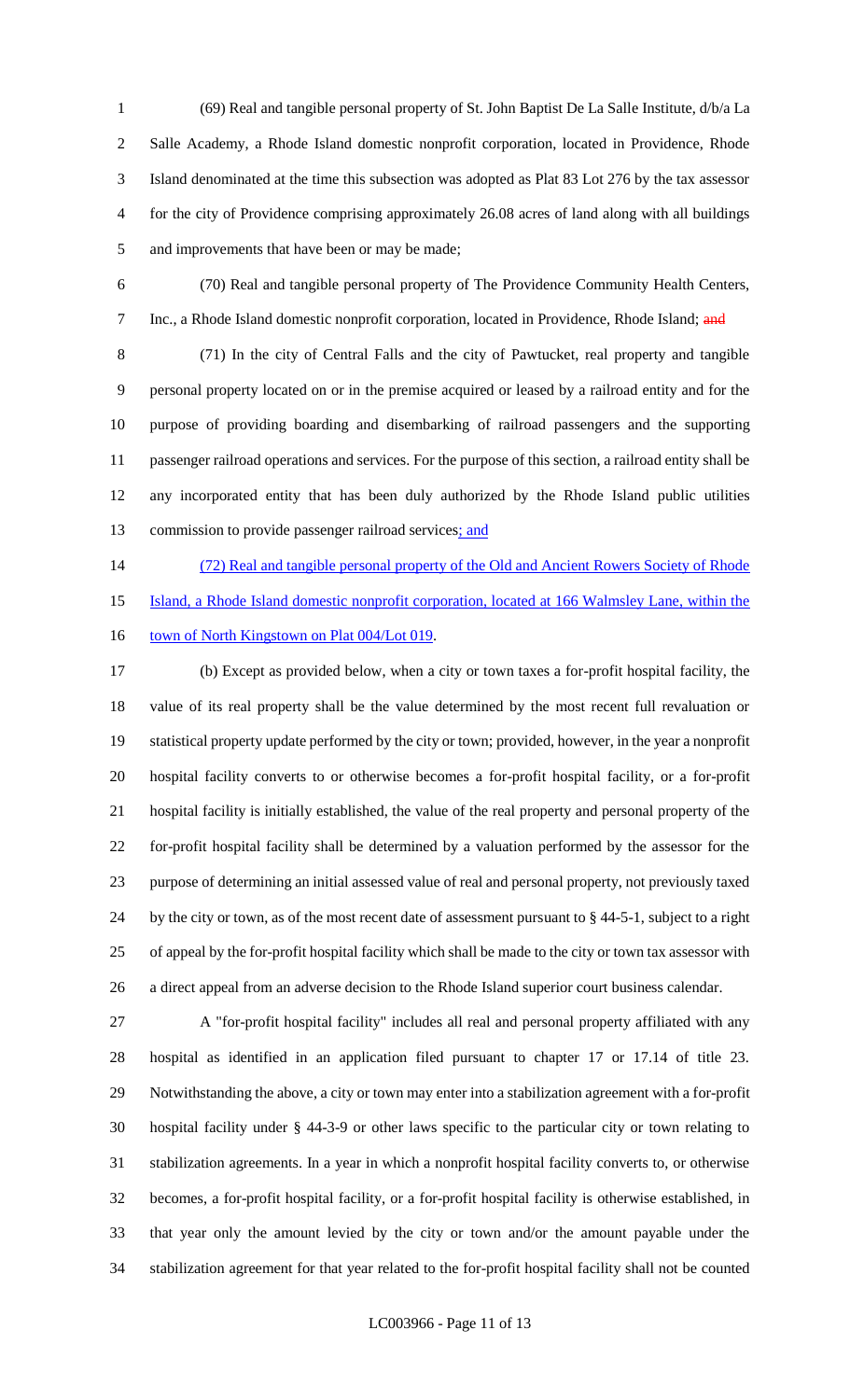(69) Real and tangible personal property of St. John Baptist De La Salle Institute, d/b/a La Salle Academy, a Rhode Island domestic nonprofit corporation, located in Providence, Rhode Island denominated at the time this subsection was adopted as Plat 83 Lot 276 by the tax assessor for the city of Providence comprising approximately 26.08 acres of land along with all buildings and improvements that have been or may be made;

(70) Real and tangible personal property of The Providence Community Health Centers, Inc., a Rhode Island domestic nonprofit corporation, located in Providence, Rhode Island; ~~and~~

(71) In the city of Central Falls and the city of Pawtucket, real property and tangible personal property located on or in the premise acquired or leased by a railroad entity and for the purpose of providing boarding and disembarking of railroad passengers and the supporting passenger railroad operations and services. For the purpose of this section, a railroad entity shall be any incorporated entity that has been duly authorized by the Rhode Island public utilities commission to provide passenger railroad services<u>; and</u>

<u>(72) Real and tangible personal property of the Old and Ancient Rowers Society of Rhode Island, a Rhode Island domestic nonprofit corporation, located at 166 Walmsley Lane, within the town of North Kingstown on Plat 004/Lot 019</u>.

(b) Except as provided below, when a city or town taxes a for-profit hospital facility, the value of its real property shall be the value determined by the most recent full revaluation or statistical property update performed by the city or town; provided, however, in the year a nonprofit hospital facility converts to or otherwise becomes a for-profit hospital facility, or a for-profit hospital facility is initially established, the value of the real property and personal property of the for-profit hospital facility shall be determined by a valuation performed by the assessor for the purpose of determining an initial assessed value of real and personal property, not previously taxed by the city or town, as of the most recent date of assessment pursuant to § 44-5-1, subject to a right of appeal by the for-profit hospital facility which shall be made to the city or town tax assessor with a direct appeal from an adverse decision to the Rhode Island superior court business calendar.

A "for-profit hospital facility" includes all real and personal property affiliated with any hospital as identified in an application filed pursuant to chapter 17 or 17.14 of title 23. Notwithstanding the above, a city or town may enter into a stabilization agreement with a for-profit hospital facility under § 44-3-9 or other laws specific to the particular city or town relating to stabilization agreements. In a year in which a nonprofit hospital facility converts to, or otherwise becomes, a for-profit hospital facility, or a for-profit hospital facility is otherwise established, in that year only the amount levied by the city or town and/or the amount payable under the stabilization agreement for that year related to the for-profit hospital facility shall not be counted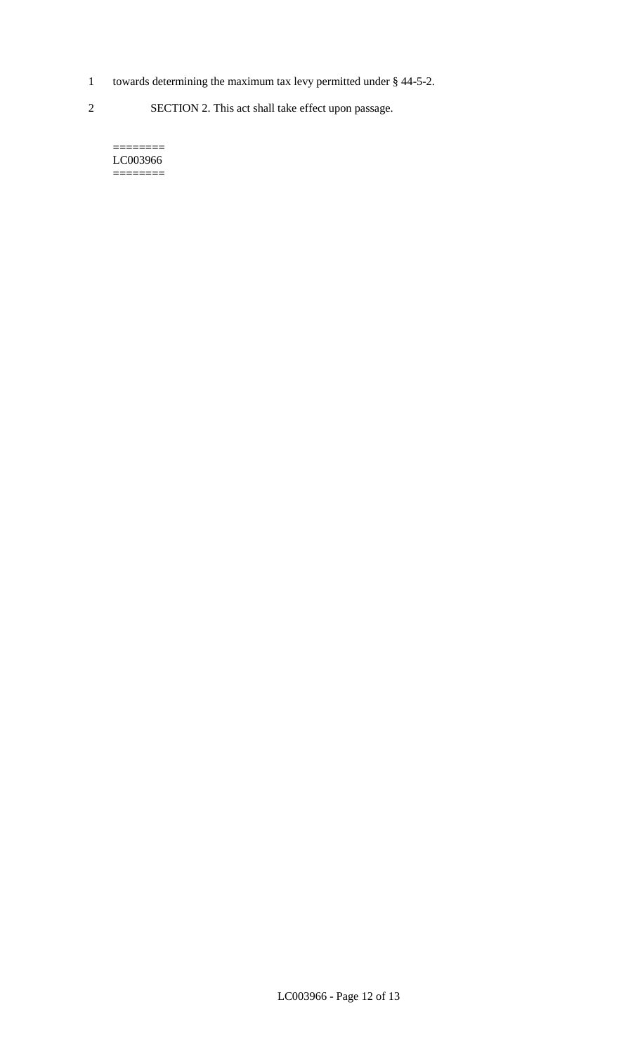towards determining the maximum tax levy permitted under § 44-5-2.

SECTION 2. This act shall take effect upon passage.

========
LC003966
========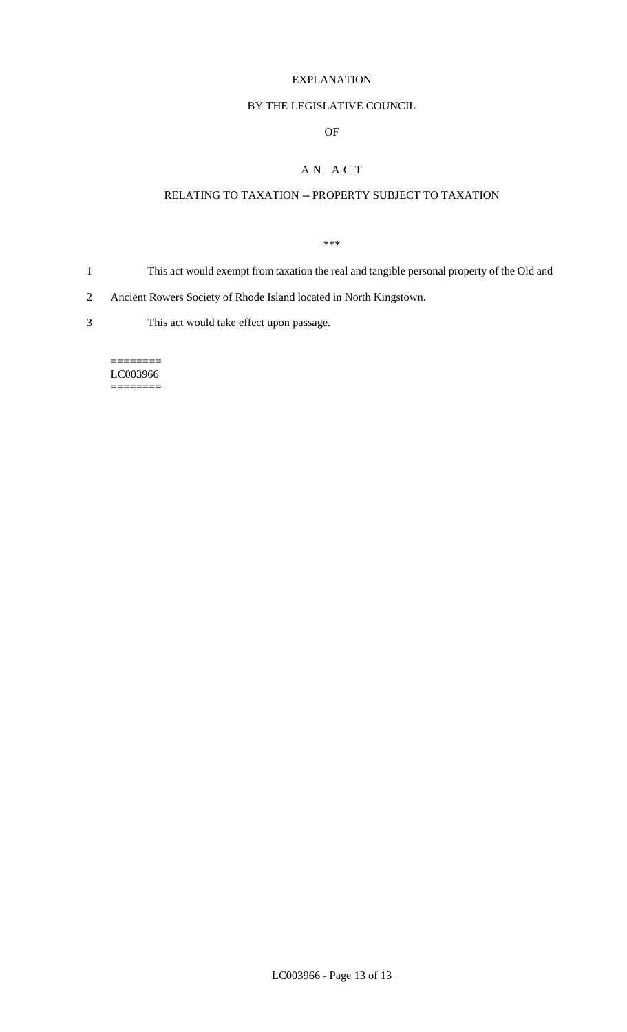EXPLANATION

BY THE LEGISLATIVE COUNCIL

OF

A N A C T

RELATING TO TAXATION -- PROPERTY SUBJECT TO TAXATION

\*\*\*

1 This act would exempt from taxation the real and tangible personal property of the Old and

2 Ancient Rowers Society of Rhode Island located in North Kingstown.

3 This act would take effect upon passage.

========
LC003966
========